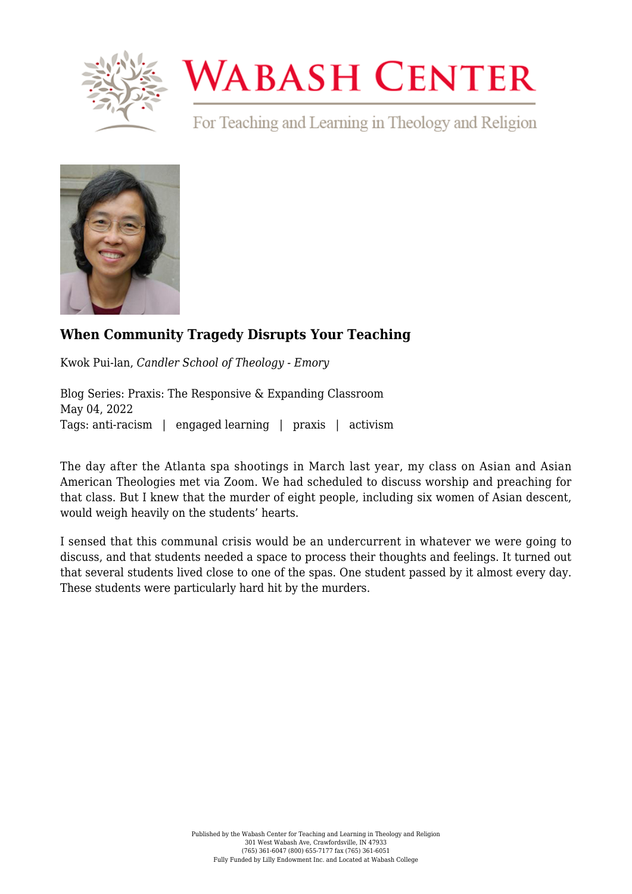# Wabash Center

For Teaching and Learning in Theology and Religion

## When Community Tragedy Disrupts Your Teaching

Kwok Pui-lan, *Candler School of Theology - Emory*

Blog Series: Praxis: The Responsive & Expanding Classroom
May 04, 2022
Tags: anti-racism | engaged learning | praxis | activism

The day after the Atlanta spa shootings in March last year, my class on Asian and Asian American Theologies met via Zoom. We had scheduled to discuss worship and preaching for that class. But I knew that the murder of eight people, including six women of Asian descent, would weigh heavily on the students' hearts.

I sensed that this communal crisis would be an undercurrent in whatever we were going to discuss, and that students needed a space to process their thoughts and feelings. It turned out that several students lived close to one of the spas. One student passed by it almost every day. These students were particularly hard hit by the murders.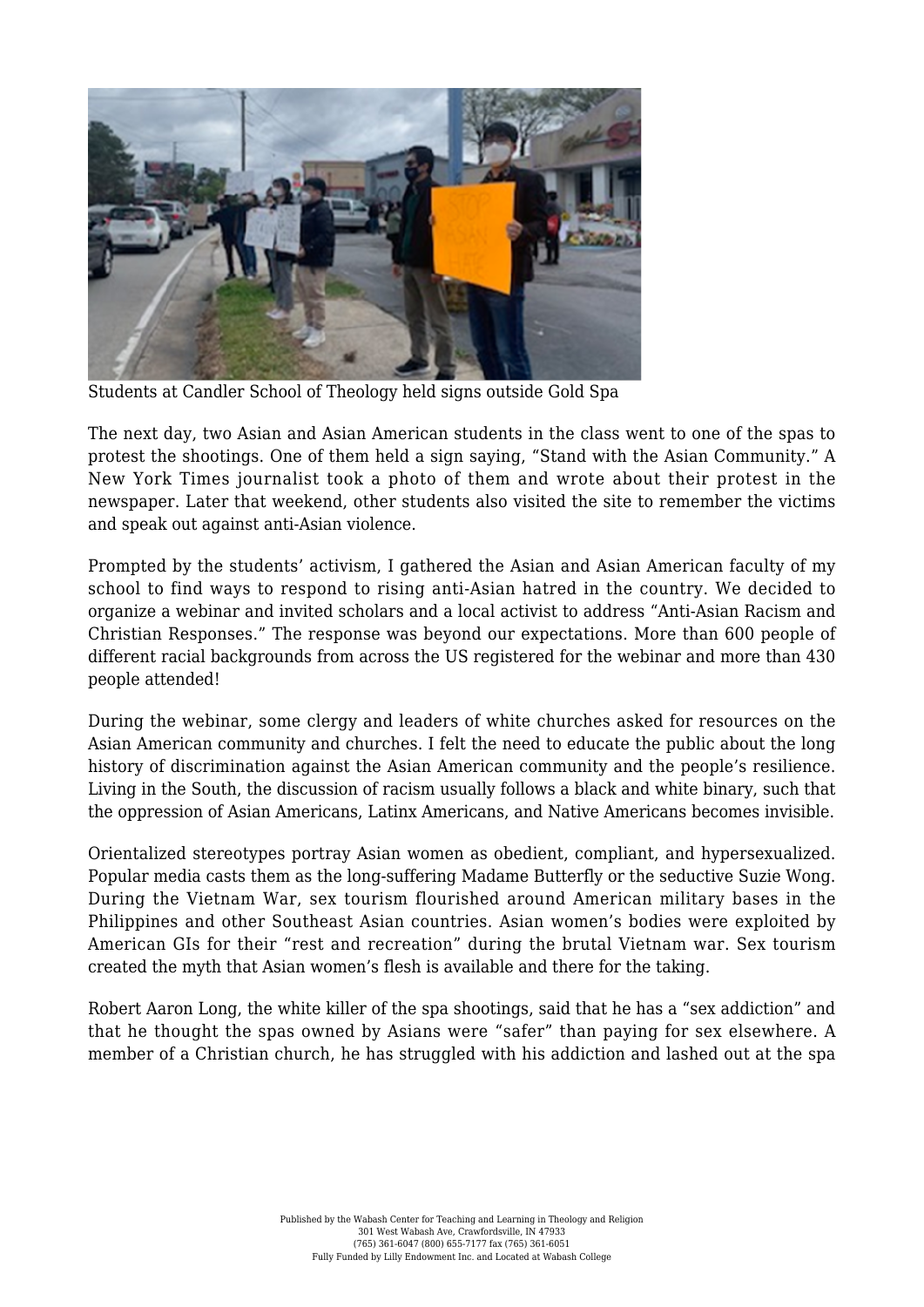Students at Candler School of Theology held signs outside Gold Spa

The next day, two Asian and Asian American students in the class went to one of the spas to protest the shootings. One of them held a sign saying, "Stand with the Asian Community." A New York Times journalist took a photo of them and wrote about their protest in the newspaper. Later that weekend, other students also visited the site to remember the victims and speak out against anti-Asian violence.

Prompted by the students' activism, I gathered the Asian and Asian American faculty of my school to find ways to respond to rising anti-Asian hatred in the country. We decided to organize a webinar and invited scholars and a local activist to address "Anti-Asian Racism and Christian Responses." The response was beyond our expectations. More than 600 people of different racial backgrounds from across the US registered for the webinar and more than 430 people attended!

During the webinar, some clergy and leaders of white churches asked for resources on the Asian American community and churches. I felt the need to educate the public about the long history of discrimination against the Asian American community and the people's resilience. Living in the South, the discussion of racism usually follows a black and white binary, such that the oppression of Asian Americans, Latinx Americans, and Native Americans becomes invisible.

Orientalized stereotypes portray Asian women as obedient, compliant, and hypersexualized. Popular media casts them as the long-suffering Madame Butterfly or the seductive Suzie Wong. During the Vietnam War, sex tourism flourished around American military bases in the Philippines and other Southeast Asian countries. Asian women's bodies were exploited by American GIs for their "rest and recreation" during the brutal Vietnam war. Sex tourism created the myth that Asian women's flesh is available and there for the taking.

Robert Aaron Long, the white killer of the spa shootings, said that he has a "sex addiction" and that he thought the spas owned by Asians were "safer" than paying for sex elsewhere. A member of a Christian church, he has struggled with his addiction and lashed out at the spa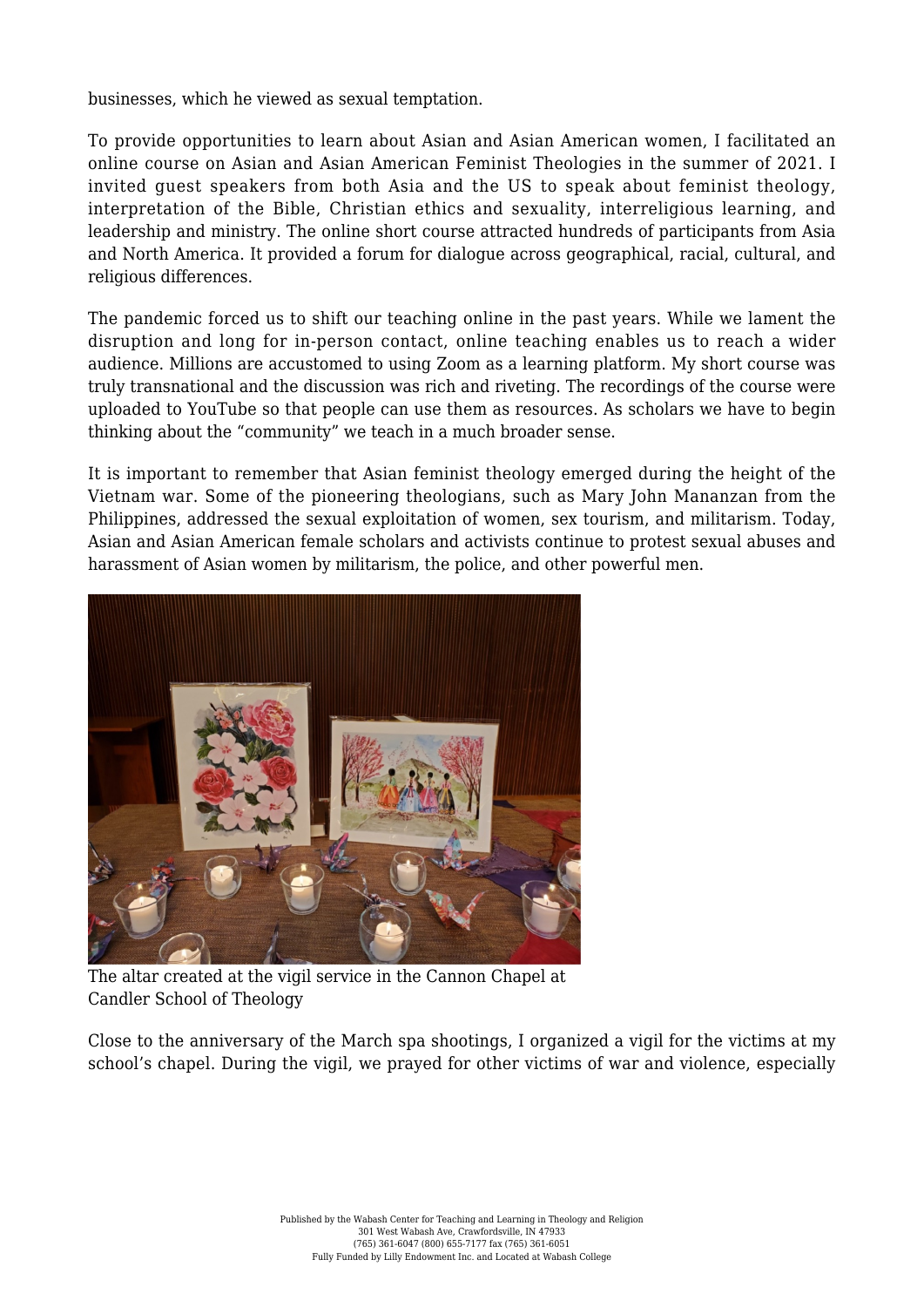businesses, which he viewed as sexual temptation.

To provide opportunities to learn about Asian and Asian American women, I facilitated an online course on Asian and Asian American Feminist Theologies in the summer of 2021. I invited guest speakers from both Asia and the US to speak about feminist theology, interpretation of the Bible, Christian ethics and sexuality, interreligious learning, and leadership and ministry. The online short course attracted hundreds of participants from Asia and North America. It provided a forum for dialogue across geographical, racial, cultural, and religious differences.

The pandemic forced us to shift our teaching online in the past years. While we lament the disruption and long for in-person contact, online teaching enables us to reach a wider audience. Millions are accustomed to using Zoom as a learning platform. My short course was truly transnational and the discussion was rich and riveting. The recordings of the course were uploaded to YouTube so that people can use them as resources. As scholars we have to begin thinking about the "community" we teach in a much broader sense.

It is important to remember that Asian feminist theology emerged during the height of the Vietnam war. Some of the pioneering theologians, such as Mary John Mananzan from the Philippines, addressed the sexual exploitation of women, sex tourism, and militarism. Today, Asian and Asian American female scholars and activists continue to protest sexual abuses and harassment of Asian women by militarism, the police, and other powerful men.

The altar created at the vigil service in the Cannon Chapel at Candler School of Theology

Close to the anniversary of the March spa shootings, I organized a vigil for the victims at my school's chapel. During the vigil, we prayed for other victims of war and violence, especially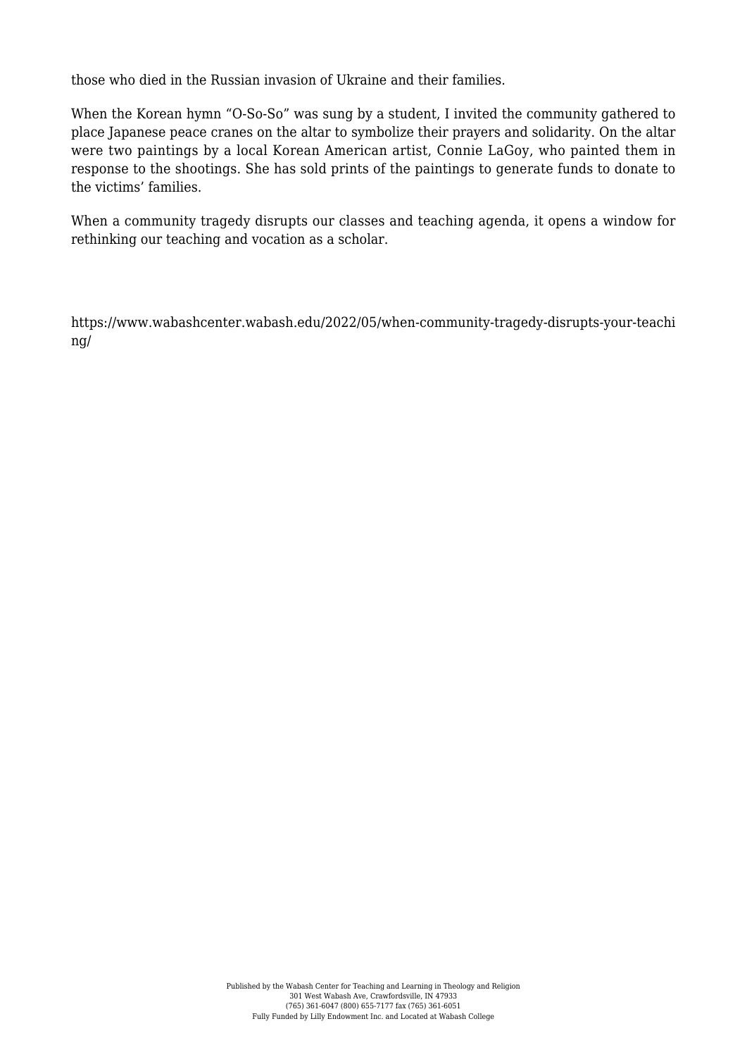those who died in the Russian invasion of Ukraine and their families.

When the Korean hymn “O-So-So” was sung by a student, I invited the community gathered to place Japanese peace cranes on the altar to symbolize their prayers and solidarity. On the altar were two paintings by a local Korean American artist, Connie LaGoy, who painted them in response to the shootings. She has sold prints of the paintings to generate funds to donate to the victims’ families.

When a community tragedy disrupts our classes and teaching agenda, it opens a window for rethinking our teaching and vocation as a scholar.

https://www.wabashcenter.wabash.edu/2022/05/when-community-tragedy-disrupts-your-teaching/